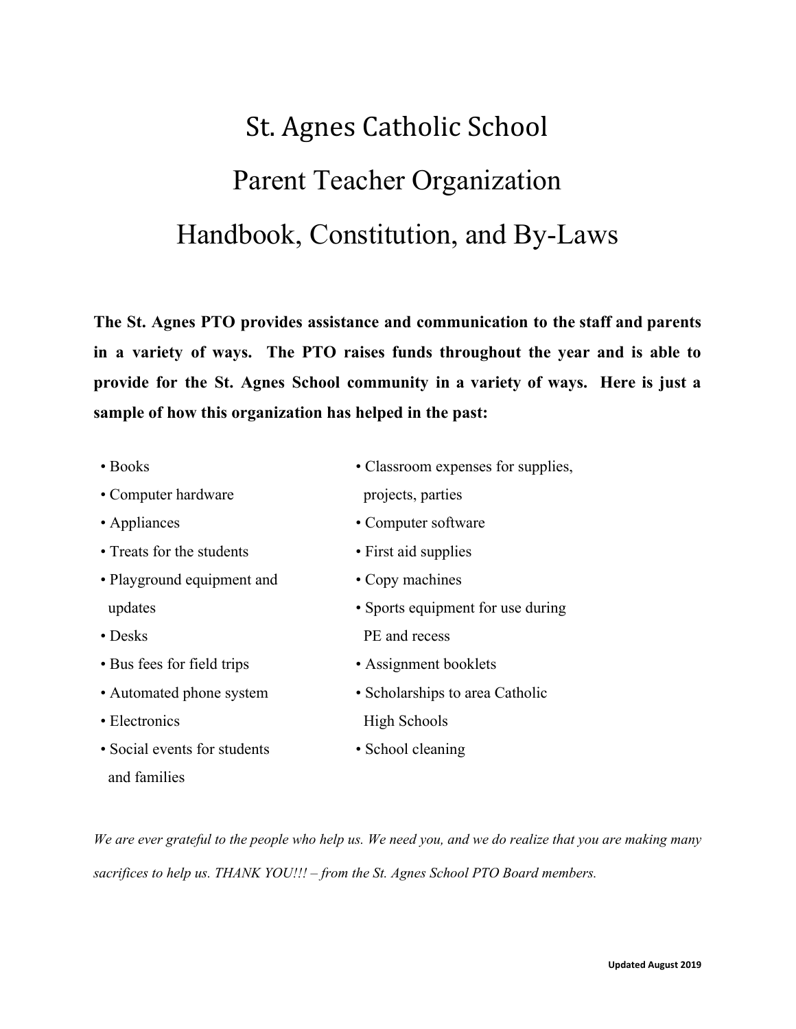# St. Agnes Catholic School

# Parent Teacher Organization

# Handbook, Constitution, and By-Laws

**The St. Agnes PTO provides assistance and communication to the staff and parents in a variety of ways. The PTO raises funds throughout the year and is able to provide for the St. Agnes School community in a variety of ways. Here is just a sample of how this organization has helped in the past:**

- Books
- Computer hardware
- Appliances
- Treats for the students
- Playground equipment and updates
- Desks
- Bus fees for field trips
- Automated phone system
- Electronics
- Social events for students and families
- Classroom expenses for supplies, projects, parties
- Computer software
- First aid supplies
- Copy machines
- Sports equipment for use during PE and recess
- Assignment booklets
- Scholarships to area Catholic High Schools
- School cleaning

*We are ever grateful to the people who help us. We need you, and we do realize that you are making many sacrifices to help us. THANK YOU!!! – from the St. Agnes School PTO Board members.*

**Updated August 2019**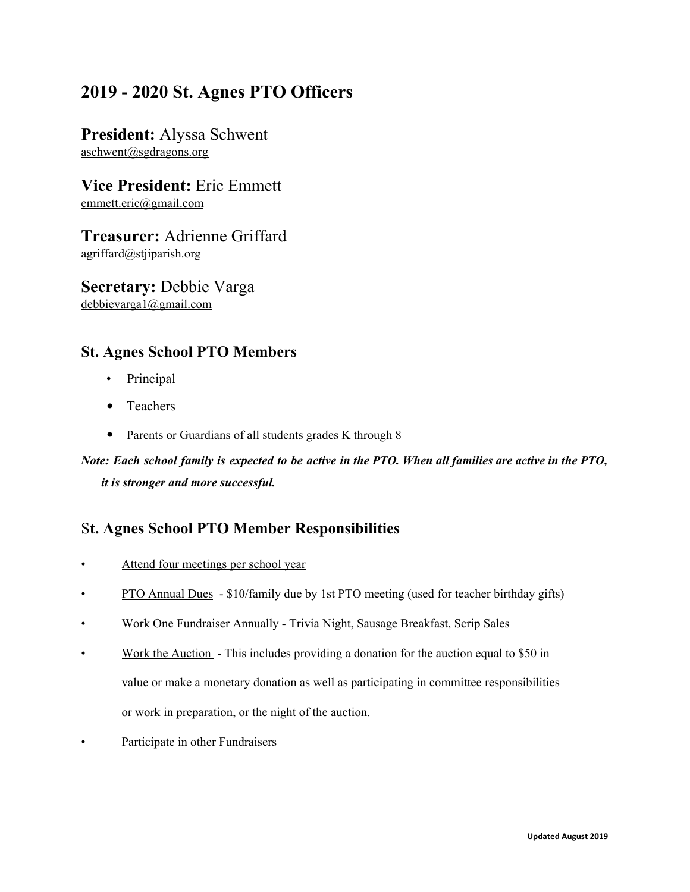## 2019 - 2020 St. Agnes PTO Officers

**President:** Alyssa Schwent
aschwent@sgdragons.org

**Vice President:** Eric Emmett
emmett.eric@gmail.com

**Treasurer:** Adrienne Griffard
agriffard@stjiparish.org

**Secretary:** Debbie Varga
debbievarga1@gmail.com

### St. Agnes School PTO Members

- Principal
- Teachers
- Parents or Guardians of all students grades K through 8

***Note: Each school family is expected to be active in the PTO. When all families are active in the PTO, it is stronger and more successful.***

### St. Agnes School PTO Member Responsibilities

- Attend four meetings per school year
- PTO Annual Dues - $10/family due by 1st PTO meeting (used for teacher birthday gifts)
- Work One Fundraiser Annually - Trivia Night, Sausage Breakfast, Scrip Sales
- Work the Auction - This includes providing a donation for the auction equal to $50 in value or make a monetary donation as well as participating in committee responsibilities or work in preparation, or the night of the auction.
- Participate in other Fundraisers

**Updated August 2019**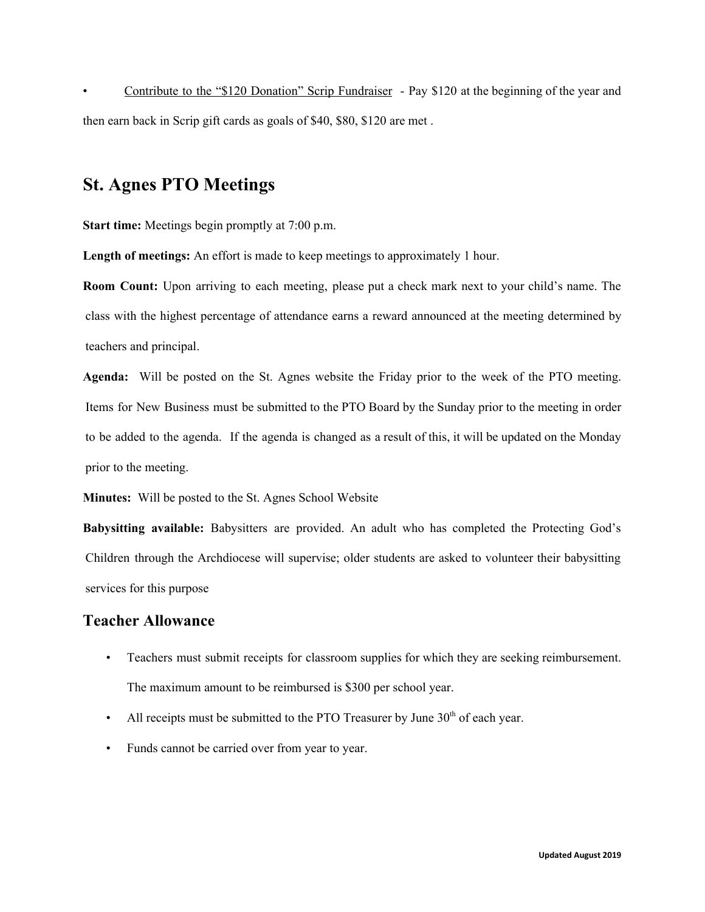- Contribute to the "$120 Donation" Scrip Fundraiser - Pay $120 at the beginning of the year and then earn back in Scrip gift cards as goals of $40, $80, $120 are met .

## St. Agnes PTO Meetings

**Start time:** Meetings begin promptly at 7:00 p.m.

**Length of meetings:** An effort is made to keep meetings to approximately 1 hour.

**Room Count:** Upon arriving to each meeting, please put a check mark next to your child's name. The class with the highest percentage of attendance earns a reward announced at the meeting determined by teachers and principal.

**Agenda:** Will be posted on the St. Agnes website the Friday prior to the week of the PTO meeting. Items for New Business must be submitted to the PTO Board by the Sunday prior to the meeting in order to be added to the agenda. If the agenda is changed as a result of this, it will be updated on the Monday prior to the meeting.

**Minutes:** Will be posted to the St. Agnes School Website

**Babysitting available:** Babysitters are provided. An adult who has completed the Protecting God's Children through the Archdiocese will supervise; older students are asked to volunteer their babysitting services for this purpose

### Teacher Allowance

- Teachers must submit receipts for classroom supplies for which they are seeking reimbursement. The maximum amount to be reimbursed is $300 per school year.
- All receipts must be submitted to the PTO Treasurer by June 30th of each year.
- Funds cannot be carried over from year to year.

Updated August 2019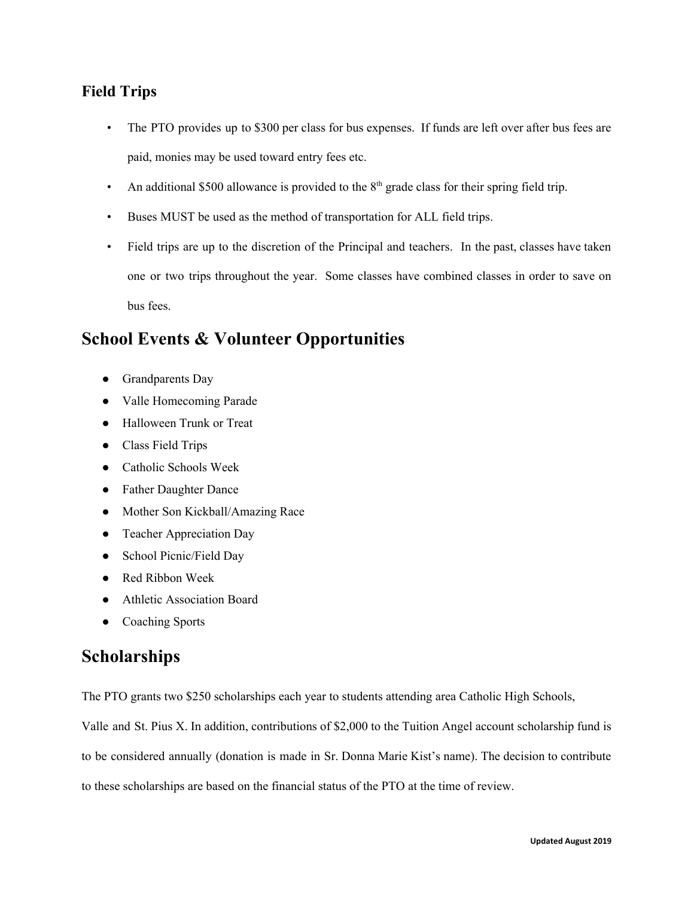### Field Trips

- The PTO provides up to $300 per class for bus expenses. If funds are left over after bus fees are paid, monies may be used toward entry fees etc.
- An additional $500 allowance is provided to the 8th grade class for their spring field trip.
- Buses MUST be used as the method of transportation for ALL field trips.
- Field trips are up to the discretion of the Principal and teachers. In the past, classes have taken one or two trips throughout the year. Some classes have combined classes in order to save on bus fees.

## School Events & Volunteer Opportunities

- Grandparents Day
- Valle Homecoming Parade
- Halloween Trunk or Treat
- Class Field Trips
- Catholic Schools Week
- Father Daughter Dance
- Mother Son Kickball/Amazing Race
- Teacher Appreciation Day
- School Picnic/Field Day
- Red Ribbon Week
- Athletic Association Board
- Coaching Sports

## Scholarships

The PTO grants two $250 scholarships each year to students attending area Catholic High Schools, Valle and St. Pius X. In addition, contributions of $2,000 to the Tuition Angel account scholarship fund is to be considered annually (donation is made in Sr. Donna Marie Kist's name). The decision to contribute to these scholarships are based on the financial status of the PTO at the time of review.

Updated August 2019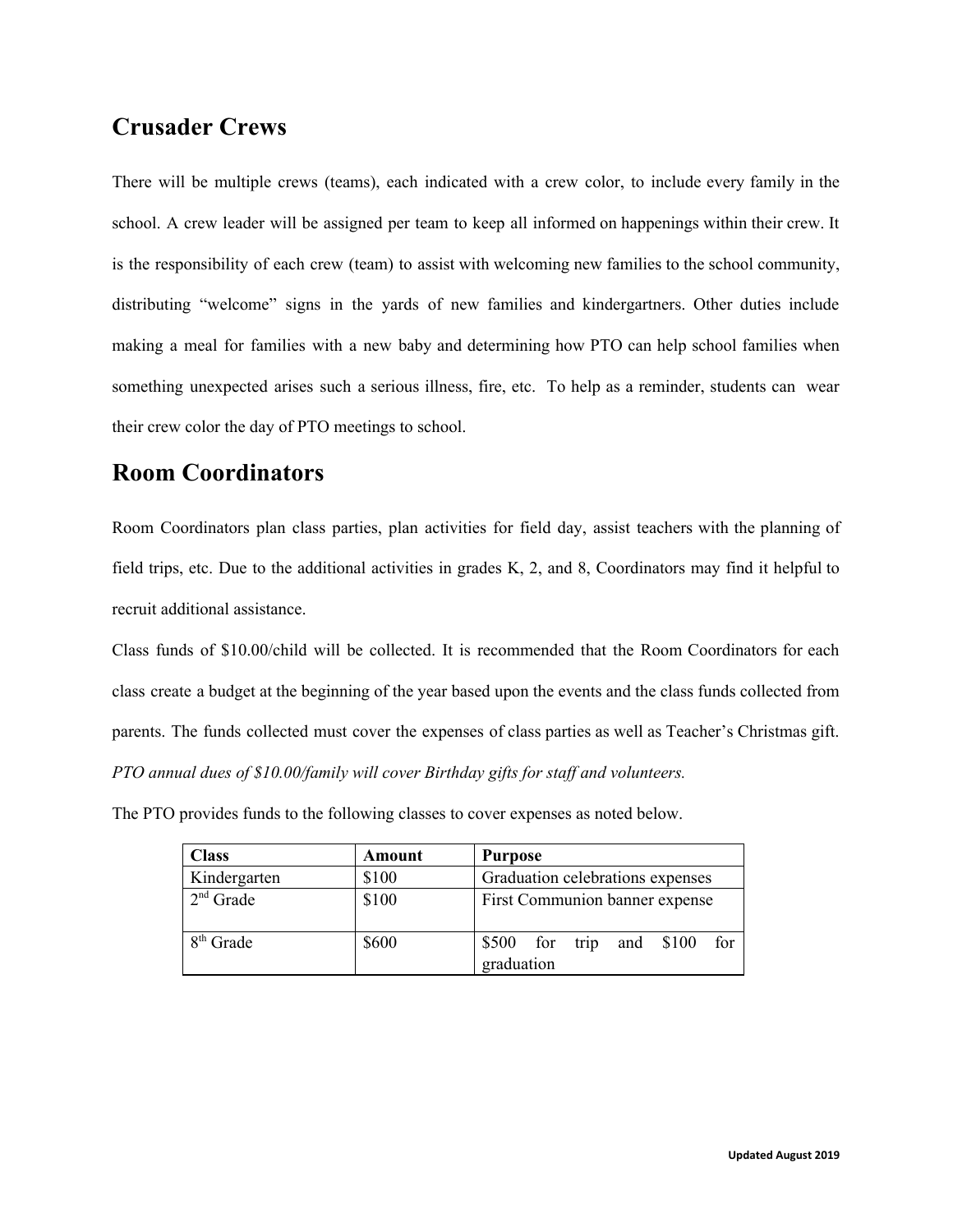## Crusader Crews

There will be multiple crews (teams), each indicated with a crew color, to include every family in the school. A crew leader will be assigned per team to keep all informed on happenings within their crew. It is the responsibility of each crew (team) to assist with welcoming new families to the school community, distributing "welcome" signs in the yards of new families and kindergartners. Other duties include making a meal for families with a new baby and determining how PTO can help school families when something unexpected arises such a serious illness, fire, etc.  To help as a reminder, students can  wear their crew color the day of PTO meetings to school.

## Room Coordinators

Room Coordinators plan class parties, plan activities for field day, assist teachers with the planning of field trips, etc. Due to the additional activities in grades K, 2, and 8, Coordinators may find it helpful to recruit additional assistance.

Class funds of $10.00/child will be collected. It is recommended that the Room Coordinators for each class create a budget at the beginning of the year based upon the events and the class funds collected from parents. The funds collected must cover the expenses of class parties as well as Teacher's Christmas gift. *PTO annual dues of $10.00/family will cover Birthday gifts for staff and volunteers.*

The PTO provides funds to the following classes to cover expenses as noted below.

| Class | Amount | Purpose |
|---|---|---|
| Kindergarten | $100 | Graduation celebrations expenses |
| 2nd Grade | $100 | First Communion banner expense |
| 8th Grade | $600 | $500 for trip and $100 for graduation |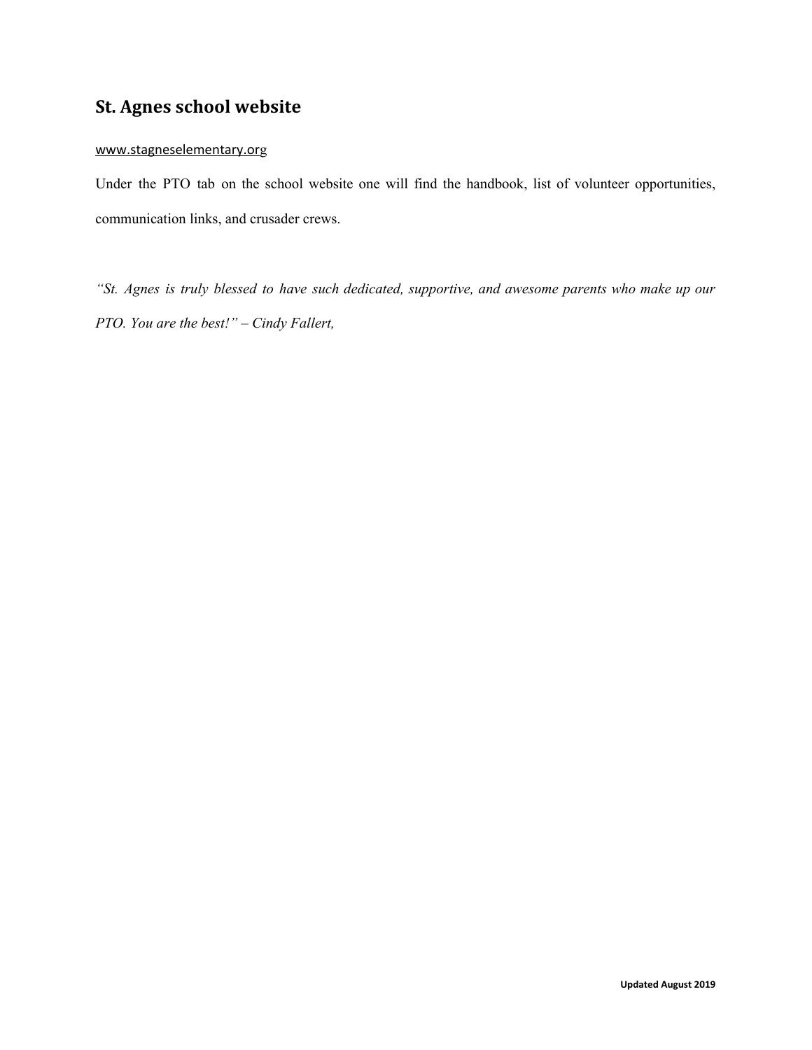## St. Agnes school website

www.stagneselementary.org

Under the PTO tab on the school website one will find the handbook, list of volunteer opportunities, communication links, and crusader crews.

*"St. Agnes is truly blessed to have such dedicated, supportive, and awesome parents who make up our PTO. You are the best!" – Cindy Fallert,*

**Updated August 2019**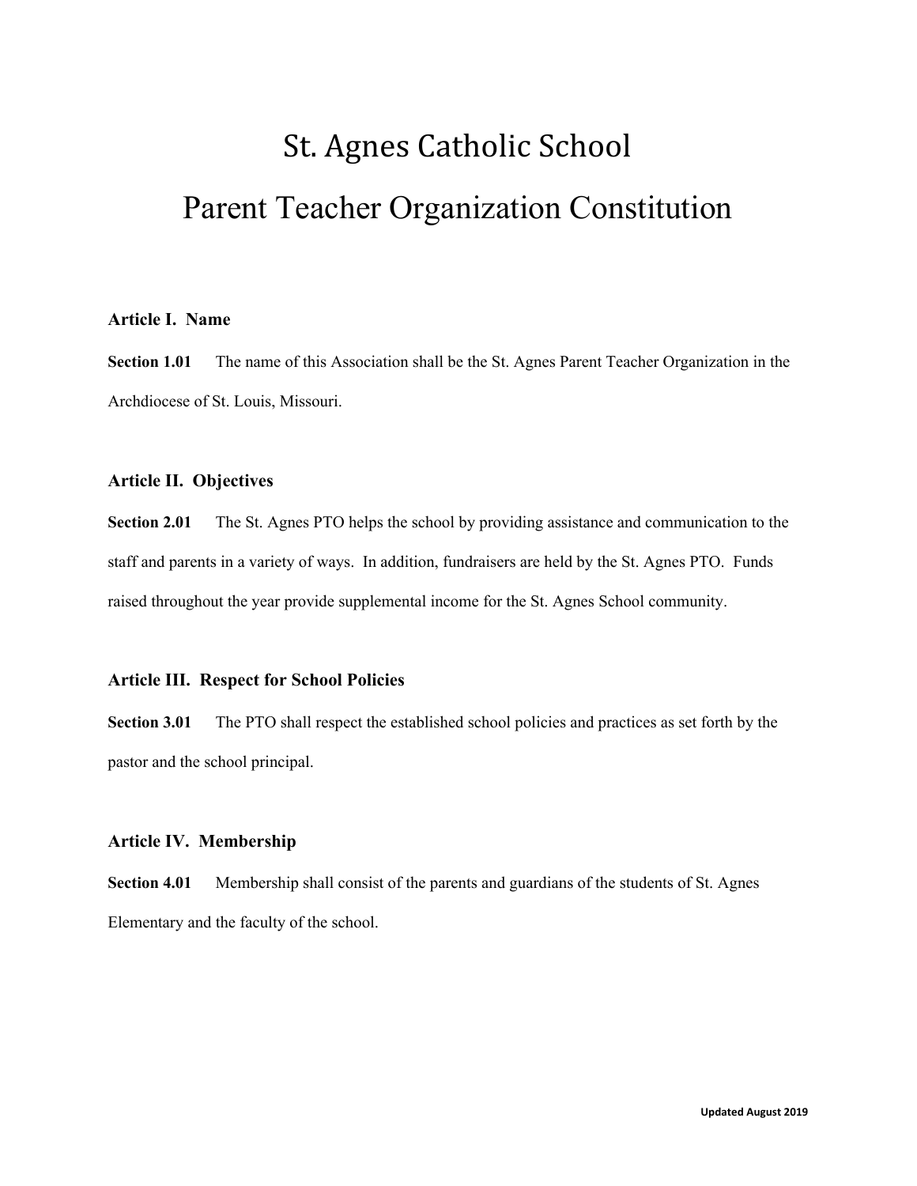# St. Agnes Catholic School

# Parent Teacher Organization Constitution

## Article I. Name

**Section 1.01** The name of this Association shall be the St. Agnes Parent Teacher Organization in the Archdiocese of St. Louis, Missouri.

## Article II. Objectives

**Section 2.01** The St. Agnes PTO helps the school by providing assistance and communication to the staff and parents in a variety of ways. In addition, fundraisers are held by the St. Agnes PTO. Funds raised throughout the year provide supplemental income for the St. Agnes School community.

## Article III. Respect for School Policies

**Section 3.01** The PTO shall respect the established school policies and practices as set forth by the pastor and the school principal.

## Article IV. Membership

**Section 4.01** Membership shall consist of the parents and guardians of the students of St. Agnes Elementary and the faculty of the school.

Updated August 2019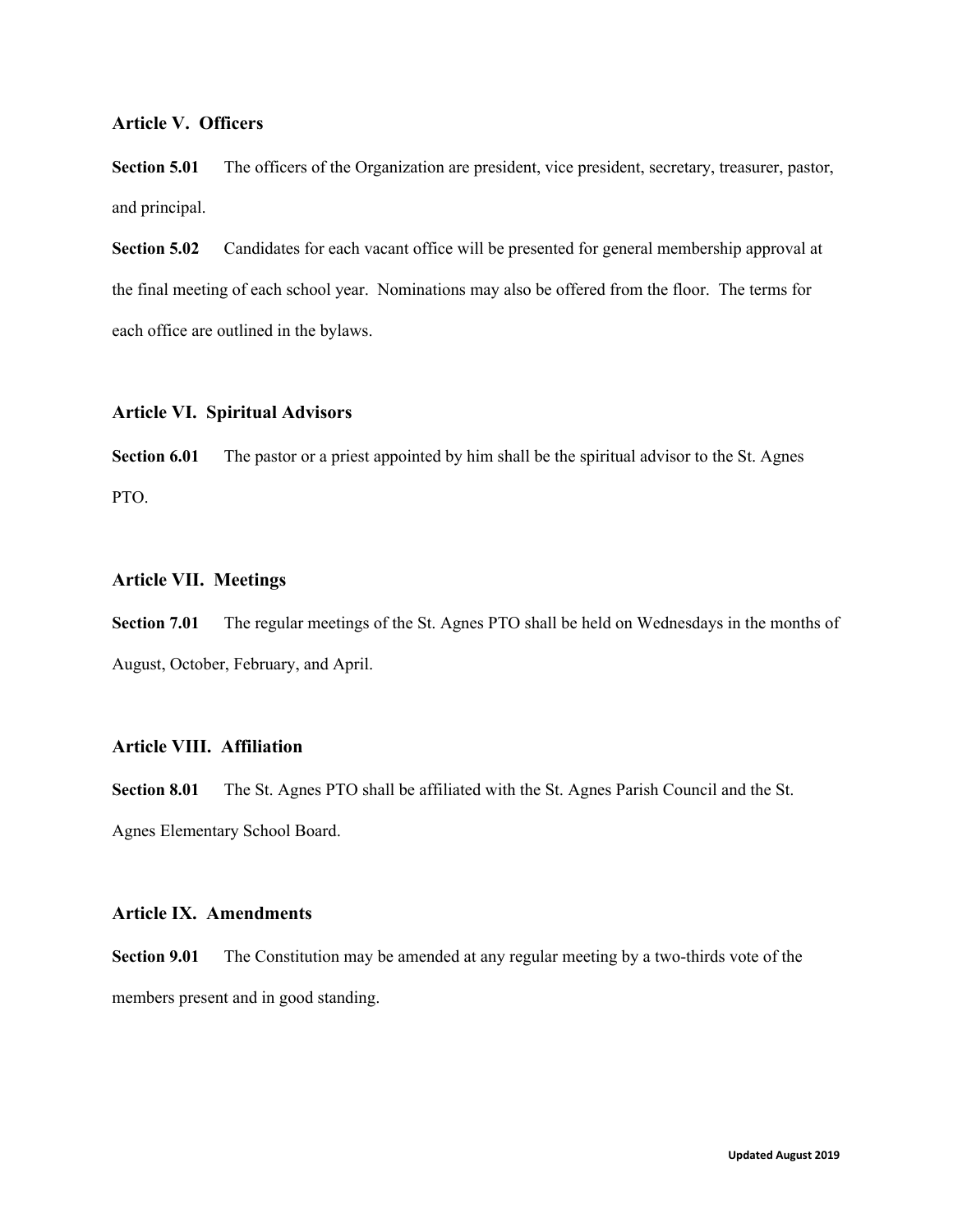### Article V. Officers

**Section 5.01** The officers of the Organization are president, vice president, secretary, treasurer, pastor, and principal.

**Section 5.02** Candidates for each vacant office will be presented for general membership approval at the final meeting of each school year. Nominations may also be offered from the floor. The terms for each office are outlined in the bylaws.

### Article VI. Spiritual Advisors

**Section 6.01** The pastor or a priest appointed by him shall be the spiritual advisor to the St. Agnes PTO.

### Article VII. Meetings

**Section 7.01** The regular meetings of the St. Agnes PTO shall be held on Wednesdays in the months of August, October, February, and April.

### Article VIII. Affiliation

**Section 8.01** The St. Agnes PTO shall be affiliated with the St. Agnes Parish Council and the St. Agnes Elementary School Board.

### Article IX. Amendments

**Section 9.01** The Constitution may be amended at any regular meeting by a two-thirds vote of the members present and in good standing.

**Updated August 2019**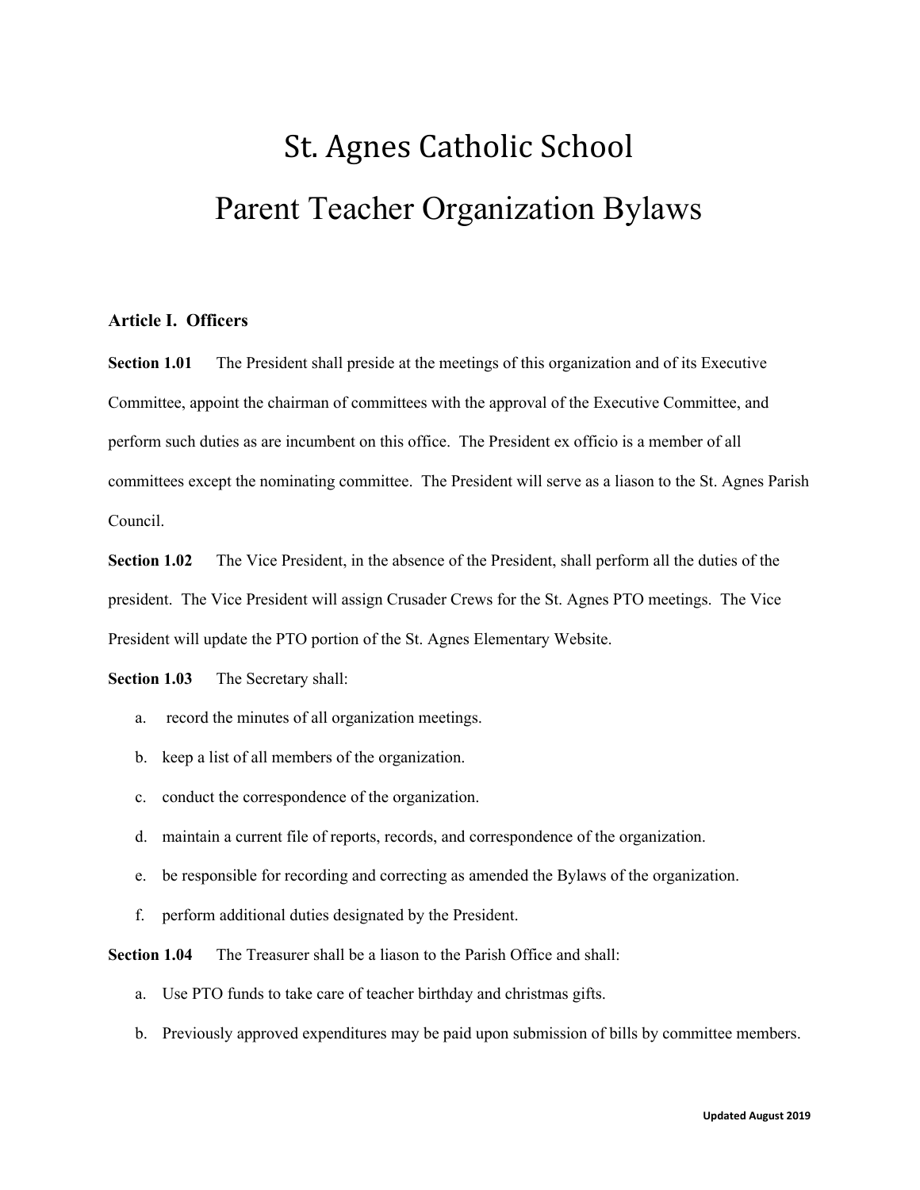# St. Agnes Catholic School

# Parent Teacher Organization Bylaws

## Article I. Officers

**Section 1.01** The President shall preside at the meetings of this organization and of its Executive Committee, appoint the chairman of committees with the approval of the Executive Committee, and perform such duties as are incumbent on this office. The President ex officio is a member of all committees except the nominating committee. The President will serve as a liason to the St. Agnes Parish Council.

**Section 1.02** The Vice President, in the absence of the President, shall perform all the duties of the president. The Vice President will assign Crusader Crews for the St. Agnes PTO meetings. The Vice President will update the PTO portion of the St. Agnes Elementary Website.

**Section 1.03** The Secretary shall:

a. record the minutes of all organization meetings.
b. keep a list of all members of the organization.
c. conduct the correspondence of the organization.
d. maintain a current file of reports, records, and correspondence of the organization.
e. be responsible for recording and correcting as amended the Bylaws of the organization.
f. perform additional duties designated by the President.

**Section 1.04** The Treasurer shall be a liason to the Parish Office and shall:

a. Use PTO funds to take care of teacher birthday and christmas gifts.
b. Previously approved expenditures may be paid upon submission of bills by committee members.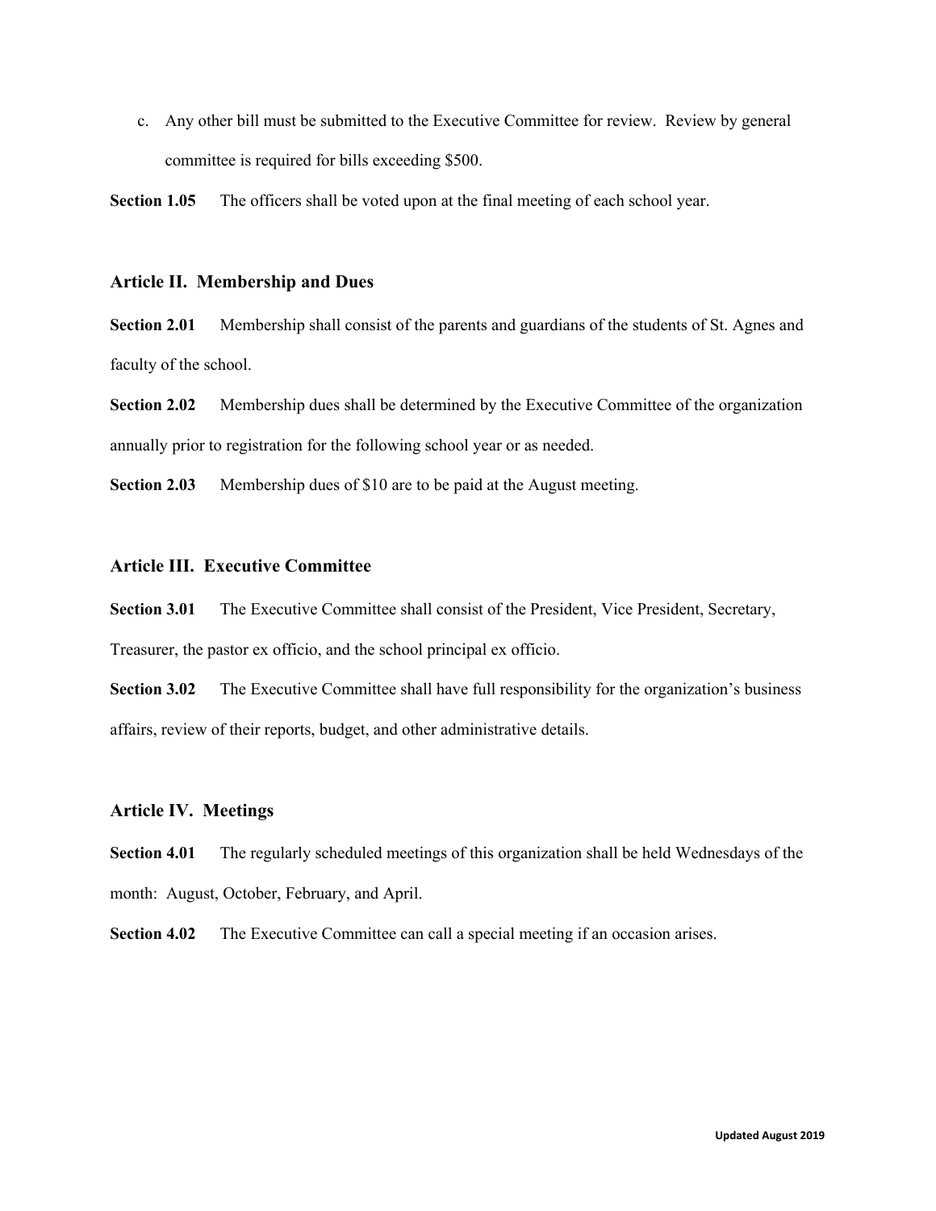c. Any other bill must be submitted to the Executive Committee for review. Review by general committee is required for bills exceeding $500.

**Section 1.05** The officers shall be voted upon at the final meeting of each school year.

### Article II. Membership and Dues

**Section 2.01** Membership shall consist of the parents and guardians of the students of St. Agnes and faculty of the school.

**Section 2.02** Membership dues shall be determined by the Executive Committee of the organization annually prior to registration for the following school year or as needed.

**Section 2.03** Membership dues of $10 are to be paid at the August meeting.

### Article III. Executive Committee

**Section 3.01** The Executive Committee shall consist of the President, Vice President, Secretary, Treasurer, the pastor ex officio, and the school principal ex officio.

**Section 3.02** The Executive Committee shall have full responsibility for the organization's business affairs, review of their reports, budget, and other administrative details.

### Article IV. Meetings

**Section 4.01** The regularly scheduled meetings of this organization shall be held Wednesdays of the month: August, October, February, and April.

**Section 4.02** The Executive Committee can call a special meeting if an occasion arises.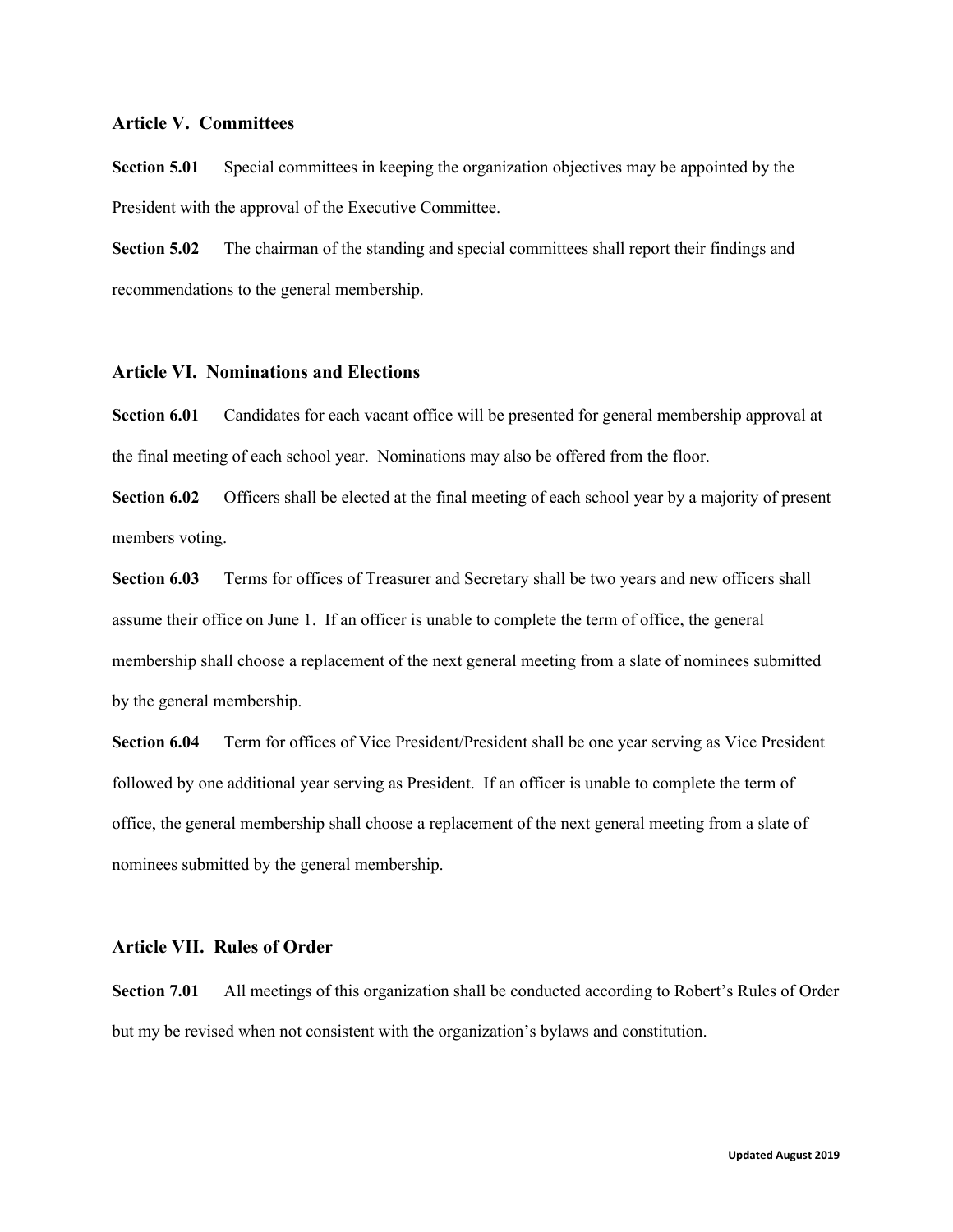## Article V. Committees

**Section 5.01** Special committees in keeping the organization objectives may be appointed by the President with the approval of the Executive Committee.

**Section 5.02** The chairman of the standing and special committees shall report their findings and recommendations to the general membership.

## Article VI. Nominations and Elections

**Section 6.01** Candidates for each vacant office will be presented for general membership approval at the final meeting of each school year. Nominations may also be offered from the floor.

**Section 6.02** Officers shall be elected at the final meeting of each school year by a majority of present members voting.

**Section 6.03** Terms for offices of Treasurer and Secretary shall be two years and new officers shall assume their office on June 1. If an officer is unable to complete the term of office, the general membership shall choose a replacement of the next general meeting from a slate of nominees submitted by the general membership.

**Section 6.04** Term for offices of Vice President/President shall be one year serving as Vice President followed by one additional year serving as President. If an officer is unable to complete the term of office, the general membership shall choose a replacement of the next general meeting from a slate of nominees submitted by the general membership.

## Article VII. Rules of Order

**Section 7.01** All meetings of this organization shall be conducted according to Robert's Rules of Order but my be revised when not consistent with the organization's bylaws and constitution.

**Updated August 2019**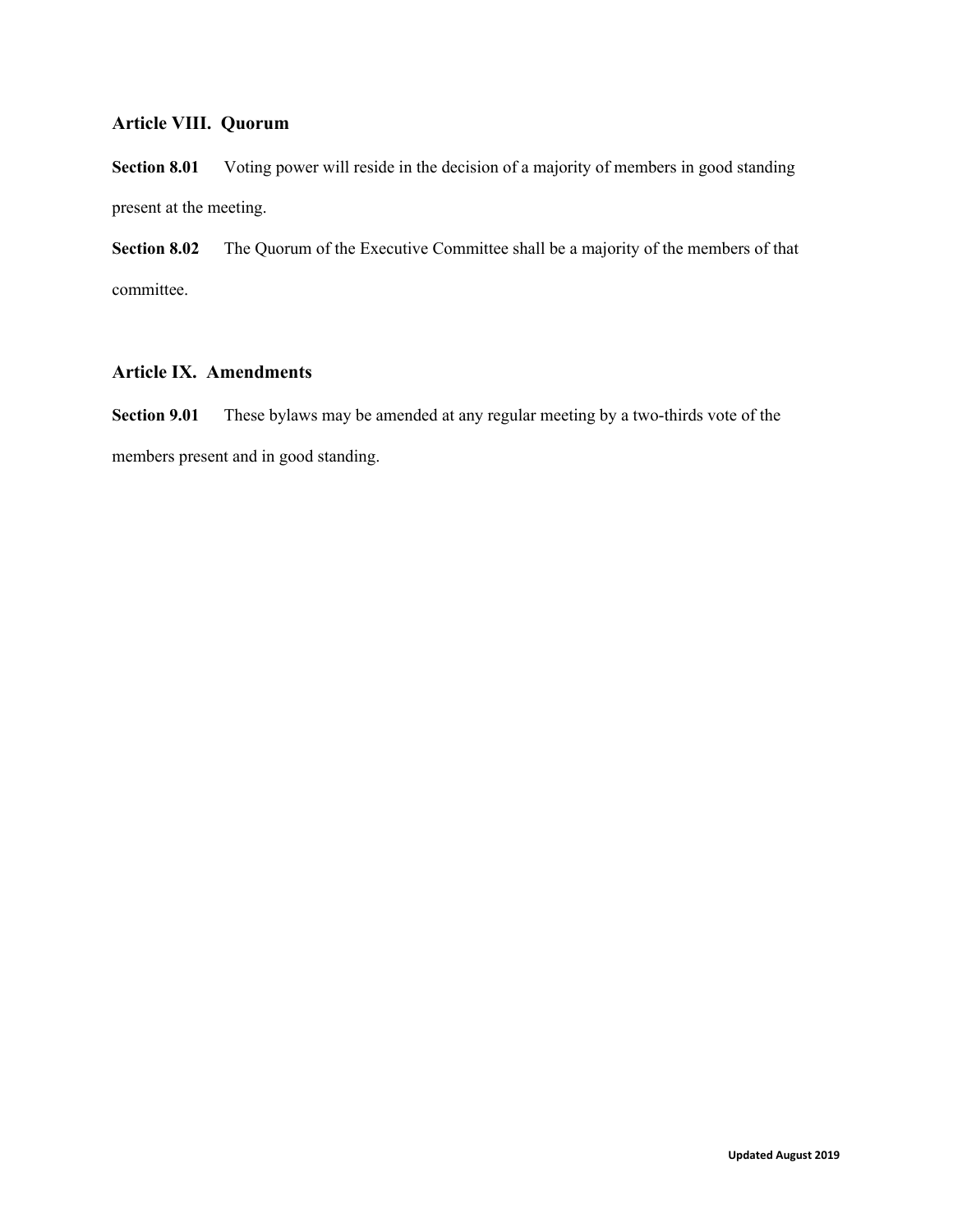## Article VIII. Quorum

**Section 8.01** Voting power will reside in the decision of a majority of members in good standing present at the meeting.

**Section 8.02** The Quorum of the Executive Committee shall be a majority of the members of that committee.

## Article IX. Amendments

**Section 9.01** These bylaws may be amended at any regular meeting by a two-thirds vote of the members present and in good standing.

**Updated August 2019**